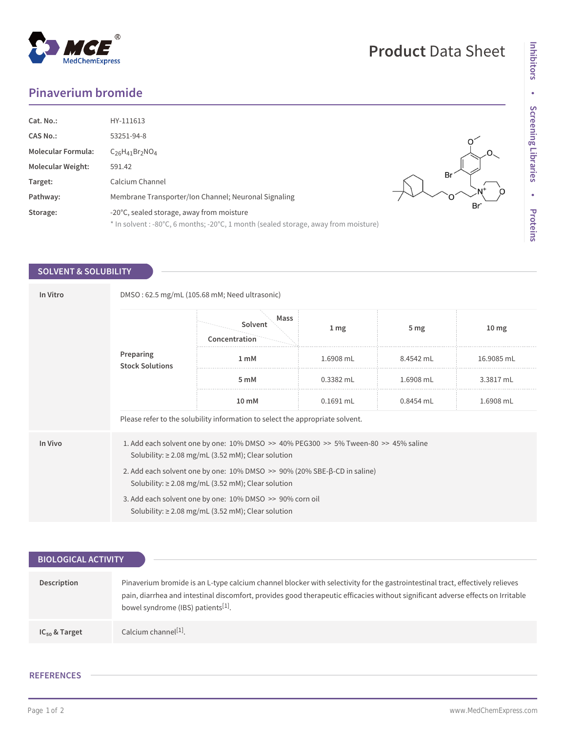# Product Data Sheet

## Pinaverium bromide

| | |
|---|---|
| **Cat. No.:** | HY-111613 |
| **CAS No.:** | 53251-94-8 |
| **Molecular Formula:** | $C_{26}H_{41}Br_2NO_4$ |
| **Molecular Weight:** | 591.42 |
| **Target:** | Calcium Channel |
| **Pathway:** | Membrane Transporter/Ion Channel; Neuronal Signaling |
| **Storage:** | -20°C, sealed storage, away from moisture<br>* In solvent : -80°C, 6 months; -20°C, 1 month (sealed storage, away from moisture) |

## SOLVENT & SOLUBILITY

**In Vitro**

DMSO : 62.5 mg/mL (105.68 mM; Need ultrasonic)

**Preparing Stock Solutions**

| Solvent Concentration / Mass | 1 mg | 5 mg | 10 mg |
|---|---|---|---|
| 1 mM | 1.6908 mL | 8.4542 mL | 16.9085 mL |
| 5 mM | 0.3382 mL | 1.6908 mL | 3.3817 mL |
| 10 mM | 0.1691 mL | 0.8454 mL | 1.6908 mL |

Please refer to the solubility information to select the appropriate solvent.

**In Vivo**

1. Add each solvent one by one: 10% DMSO >> 40% PEG300 >> 5% Tween-80 >> 45% saline
   Solubility: ≥ 2.08 mg/mL (3.52 mM); Clear solution
2. Add each solvent one by one: 10% DMSO >> 90% (20% SBE-β-CD in saline)
   Solubility: ≥ 2.08 mg/mL (3.52 mM); Clear solution
3. Add each solvent one by one: 10% DMSO >> 90% corn oil
   Solubility: ≥ 2.08 mg/mL (3.52 mM); Clear solution

## BIOLOGICAL ACTIVITY

**Description**

Pinaverium bromide is an L-type calcium channel blocker with selectivity for the gastrointestinal tract, effectively relieves pain, diarrhea and intestinal discomfort, provides good therapeutic efficacies without significant adverse effects on Irritable bowel syndrome (IBS) patients[1].

**$IC_{50}$ & Target**

Calcium channel[1].

## REFERENCES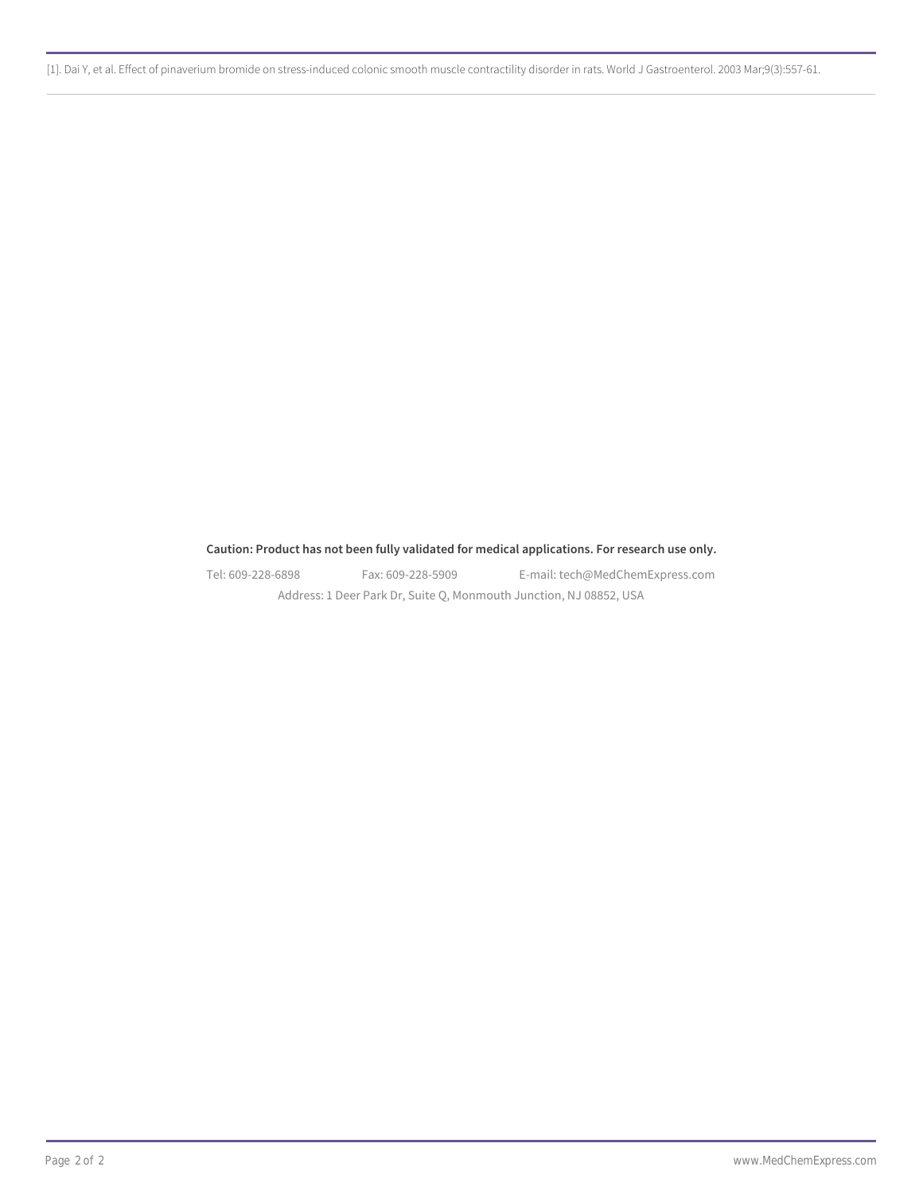[1]. Dai Y, et al. Effect of pinaverium bromide on stress-induced colonic smooth muscle contractility disorder in rats. World J Gastroenterol. 2003 Mar;9(3):557-61.

**Caution: Product has not been fully validated for medical applications. For research use only.**

Tel: 609-228-6898 Fax: 609-228-5909 E-mail: tech@MedChemExpress.com

Address: 1 Deer Park Dr, Suite Q, Monmouth Junction, NJ 08852, USA